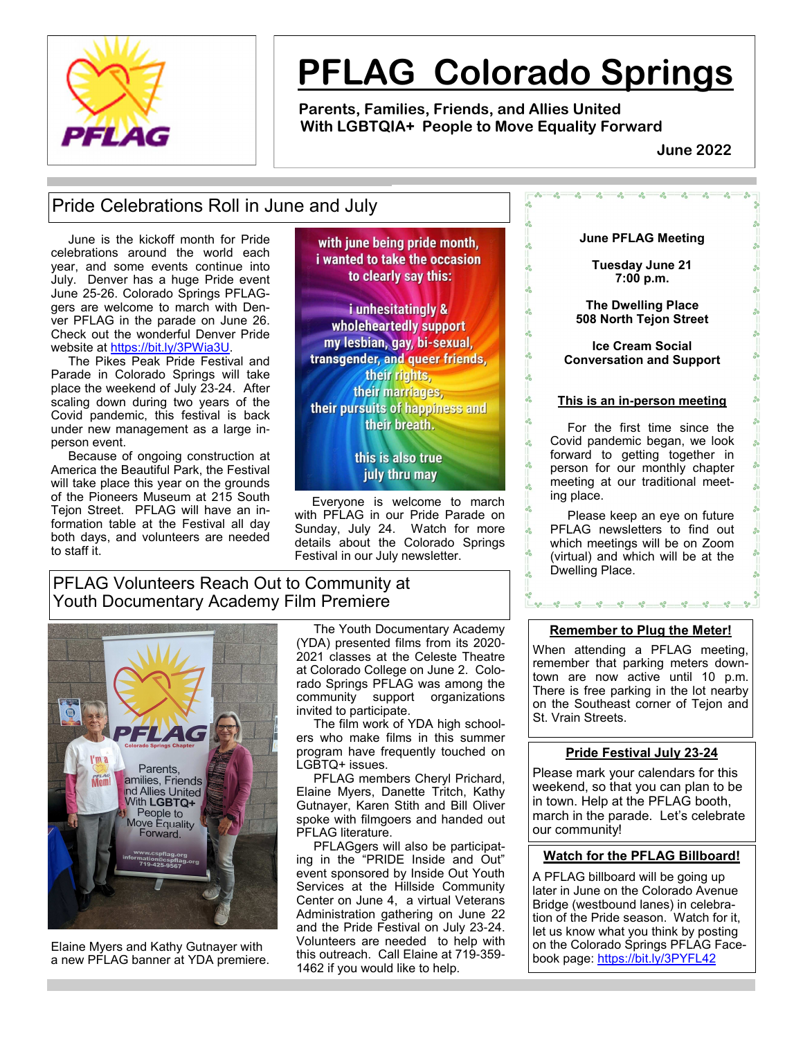# PFLAG Colorado Springs

**Parents, Families, Friends, and Allies United With LGBTQIA+ People to Move Equality Forward**

**June 2022**

## Pride Celebrations Roll in June and July

June is the kickoff month for Pride celebrations around the world each year, and some events continue into July. Denver has a huge Pride event June 25-26. Colorado Springs PFLAGgers are welcome to march with Denver PFLAG in the parade on June 26. Check out the wonderful Denver Pride website at https://bit.ly/3PWia3U.

The Pikes Peak Pride Festival and Parade in Colorado Springs will take place the weekend of July 23-24. After scaling down during two years of the Covid pandemic, this festival is back under new management as a large in-person event.

Because of ongoing construction at America the Beautiful Park, the Festival will take place this year on the grounds of the Pioneers Museum at 215 South Tejon Street. PFLAG will have an information table at the Festival all day both days, and volunteers are needed to staff it.

with june being pride month, i wanted to take the occasion to clearly say this:

i unhesitatingly & wholeheartedly support my lesbian, gay, bi-sexual, transgender, and queer friends, their rights, their marriages, their pursuits of happiness and their breath.

this is also true july thru may

Everyone is welcome to march with PFLAG in our Pride Parade on Sunday, July 24. Watch for more details about the Colorado Springs Festival in our July newsletter.

**June PFLAG Meeting**

**Tuesday June 21**
**7:00 p.m.**

**The Dwelling Place**
**508 North Tejon Street**

**Ice Cream Social**
**Conversation and Support**

**This is an in-person meeting**

For the first time since the Covid pandemic began, we look forward to getting together in person for our monthly chapter meeting at our traditional meeting place.

Please keep an eye on future PFLAG newsletters to find out which meetings will be on Zoom (virtual) and which will be at the Dwelling Place.

## PFLAG Volunteers Reach Out to Community at Youth Documentary Academy Film Premiere

Elaine Myers and Kathy Gutnayer with a new PFLAG banner at YDA premiere.

The Youth Documentary Academy (YDA) presented films from its 2020-2021 classes at the Celeste Theatre at Colorado College on June 2. Colorado Springs PFLAG was among the community support organizations invited to participate.

The film work of YDA high schoolers who make films in this summer program have frequently touched on LGBTQ+ issues.

PFLAG members Cheryl Prichard, Elaine Myers, Danette Tritch, Kathy Gutnayer, Karen Stith and Bill Oliver spoke with filmgoers and handed out PFLAG literature.

PFLAGgers will also be participating in the "PRIDE Inside and Out" event sponsored by Inside Out Youth Services at the Hillside Community Center on June 4, a virtual Veterans Administration gathering on June 22 and the Pride Festival on July 23-24. Volunteers are needed to help with this outreach. Call Elaine at 719-359-1462 if you would like to help.

### Remember to Plug the Meter!

When attending a PFLAG meeting, remember that parking meters downtown are now active until 10 p.m. There is free parking in the lot nearby on the Southeast corner of Tejon and St. Vrain Streets.

### Pride Festival July 23-24

Please mark your calendars for this weekend, so that you can plan to be in town. Help at the PFLAG booth, march in the parade. Let's celebrate our community!

### Watch for the PFLAG Billboard!

A PFLAG billboard will be going up later in June on the Colorado Avenue Bridge (westbound lanes) in celebration of the Pride season. Watch for it, let us know what you think by posting on the Colorado Springs PFLAG Facebook page: https://bit.ly/3PYFL42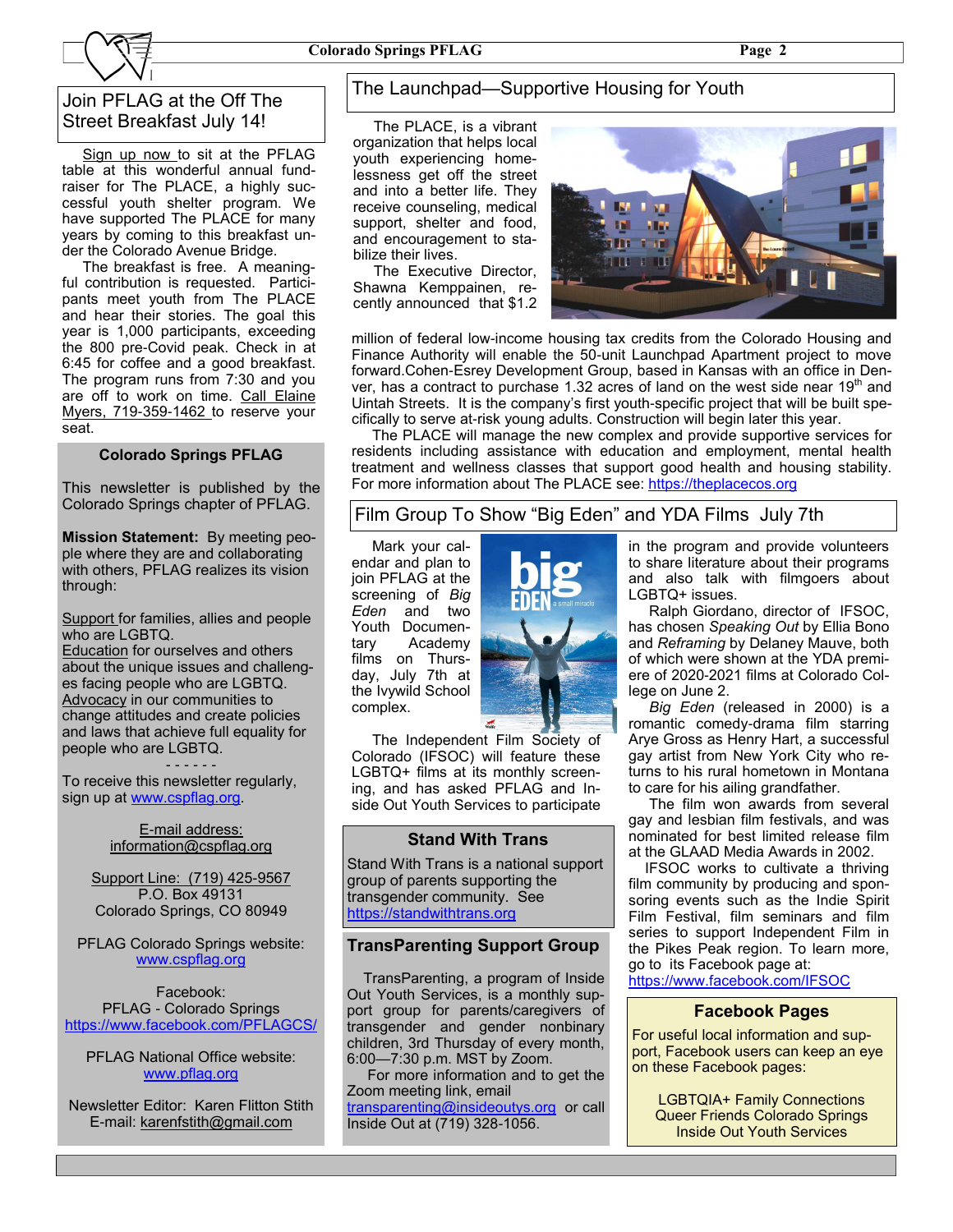## Join PFLAG at the Off The Street Breakfast July 14!

Sign up now to sit at the PFLAG table at this wonderful annual fundraiser for The PLACE, a highly successful youth shelter program. We have supported The PLACE for many years by coming to this breakfast under the Colorado Avenue Bridge.

The breakfast is free. A meaningful contribution is requested. Participants meet youth from The PLACE and hear their stories. The goal this year is 1,000 participants, exceeding the 800 pre-Covid peak. Check in at 6:45 for coffee and a good breakfast. The program runs from 7:30 and you are off to work on time. Call Elaine Myers, 719-359-1462 to reserve your seat.

### Colorado Springs PFLAG

This newsletter is published by the Colorado Springs chapter of PFLAG.

**Mission Statement:** By meeting people where they are and collaborating with others, PFLAG realizes its vision through:

Support for families, allies and people who are LGBTQ.
Education for ourselves and others about the unique issues and challenges facing people who are LGBTQ.
Advocacy in our communities to change attitudes and create policies and laws that achieve full equality for people who are LGBTQ.

- - - - - -

To receive this newsletter regularly, sign up at www.cspflag.org.

E-mail address:
information@cspflag.org

Support Line: (719) 425-9567
P.O. Box 49131
Colorado Springs, CO 80949

PFLAG Colorado Springs website:
www.cspflag.org

Facebook:
PFLAG - Colorado Springs
https://www.facebook.com/PFLAGCS/

PFLAG National Office website:
www.pflag.org

Newsletter Editor: Karen Flitton Stith
E-mail: karenfstith@gmail.com

## The Launchpad—Supportive Housing for Youth

The PLACE, is a vibrant organization that helps local youth experiencing homelessness get off the street and into a better life. They receive counseling, medical support, shelter and food, and encouragement to stabilize their lives.

The Executive Director, Shawna Kemppainen, recently announced that $1.2 million of federal low-income housing tax credits from the Colorado Housing and Finance Authority will enable the 50-unit Launchpad Apartment project to move forward.Cohen-Esrey Development Group, based in Kansas with an office in Denver, has a contract to purchase 1.32 acres of land on the west side near 19th and Uintah Streets. It is the company's first youth-specific project that will be built specifically to serve at-risk young adults. Construction will begin later this year.

The PLACE will manage the new complex and provide supportive services for residents including assistance with education and employment, mental health treatment and wellness classes that support good health and housing stability. For more information about The PLACE see: https://theplacecos.org

## Film Group To Show "Big Eden" and YDA Films July 7th

Mark your calendar and plan to join PFLAG at the screening of *Big Eden* and two Youth Documentary Academy films on Thursday, July 7th at the Ivywild School complex.

The Independent Film Society of Colorado (IFSOC) will feature these LGBTQ+ films at its monthly screening, and has asked PFLAG and Inside Out Youth Services to participate in the program and provide volunteers to share literature about their programs and also talk with filmgoers about LGBTQ+ issues.

Ralph Giordano, director of IFSOC, has chosen *Speaking Out* by Ellia Bono and *Reframing* by Delaney Mauve, both of which were shown at the YDA premiere of 2020-2021 films at Colorado College on June 2.

*Big Eden* (released in 2000) is a romantic comedy-drama film starring Arye Gross as Henry Hart, a successful gay artist from New York City who returns to his rural hometown in Montana to care for his ailing grandfather.

The film won awards from several gay and lesbian film festivals, and was nominated for best limited release film at the GLAAD Media Awards in 2002.

IFSOC works to cultivate a thriving film community by producing and sponsoring events such as the Indie Spirit Film Festival, film seminars and film series to support Independent Film in the Pikes Peak region. To learn more, go to its Facebook page at:
https://www.facebook.com/IFSOC

### Stand With Trans

Stand With Trans is a national support group of parents supporting the transgender community. See https://standwithtrans.org

### TransParenting Support Group

TransParenting, a program of Inside Out Youth Services, is a monthly support group for parents/caregivers of transgender and gender nonbinary children, 3rd Thursday of every month, 6:00—7:30 p.m. MST by Zoom.

For more information and to get the Zoom meeting link, email transparenting@insideoutys.org or call Inside Out at (719) 328-1056.

### Facebook Pages

For useful local information and support, Facebook users can keep an eye on these Facebook pages:

LGBTQIA+ Family Connections
Queer Friends Colorado Springs
Inside Out Youth Services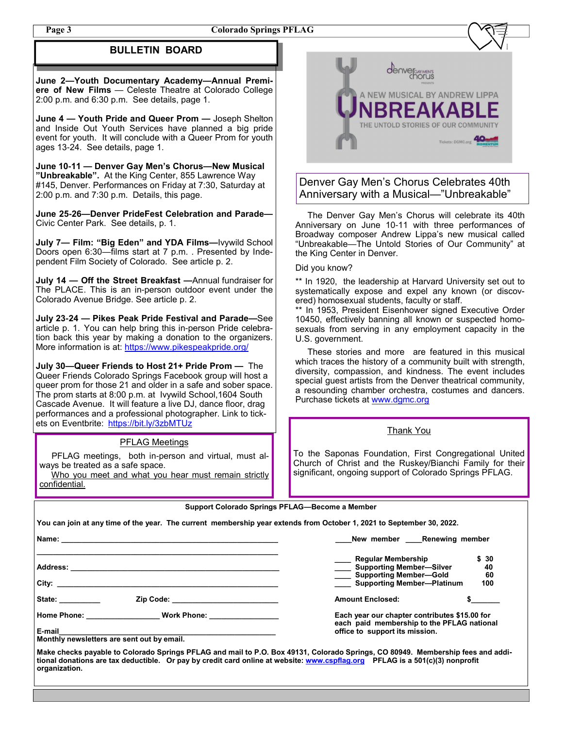## BULLETIN BOARD

**June 2—Youth Documentary Academy—Annual Premiere of New Films** — Celeste Theatre at Colorado College 2:00 p.m. and 6:30 p.m. See details, page 1.

**June 4 — Youth Pride and Queer Prom —** Joseph Shelton and Inside Out Youth Services have planned a big pride event for youth. It will conclude with a Queer Prom for youth ages 13-24. See details, page 1.

**June 10-11 — Denver Gay Men's Chorus—New Musical "Unbreakable".** At the King Center, 855 Lawrence Way #145, Denver. Performances on Friday at 7:30, Saturday at 2:00 p.m. and 7:30 p.m. Details, this page.

**June 25-26—Denver PrideFest Celebration and Parade—** Civic Center Park. See details, p. 1.

**July 7— Film: "Big Eden" and YDA Films—**Ivywild School Doors open 6:30—films start at 7 p.m. . Presented by Independent Film Society of Colorado. See article p. 2.

**July 14 — Off the Street Breakfast —**Annual fundraiser for The PLACE. This is an in-person outdoor event under the Colorado Avenue Bridge. See article p. 2.

**July 23-24 — Pikes Peak Pride Festival and Parade—**See article p. 1. You can help bring this in-person Pride celebration back this year by making a donation to the organizers. More information is at: https://www.pikespeakpride.org/

**July 30—Queer Friends to Host 21+ Pride Prom —** The Queer Friends Colorado Springs Facebook group will host a queer prom for those 21 and older in a safe and sober space. The prom starts at 8:00 p.m. at Ivywild School,1604 South Cascade Avenue. It will feature a live DJ, dance floor, drag performances and a professional photographer. Link to tickets on Eventbrite: https://bit.ly/3zbMTUz

### PFLAG Meetings

PFLAG meetings, both in-person and virtual, must always be treated as a safe space.

Who you meet and what you hear must remain strictly confidential.

denver GAY MEN'S chorus PRESENTS

A NEW MUSICAL BY ANDREW LIPPA

UNBREAKABLE

THE UNTOLD STORIES OF OUR COMMUNITY

Tickets: DGMC.org 40 MOMENTUM

## Denver Gay Men's Chorus Celebrates 40th Anniversary with a Musical—"Unbreakable"

The Denver Gay Men's Chorus will celebrate its 40th Anniversary on June 10-11 with three performances of Broadway composer Andrew Lippa's new musical called "Unbreakable—The Untold Stories of Our Community" at the King Center in Denver.

Did you know?

** In 1920, the leadership at Harvard University set out to systematically expose and expel any known (or discovered) homosexual students, faculty or staff.

** In 1953, President Eisenhower signed Executive Order 10450, effectively banning all known or suspected homosexuals from serving in any employment capacity in the U.S. government.

These stories and more are featured in this musical which traces the history of a community built with strength, diversity, compassion, and kindness. The event includes special guest artists from the Denver theatrical community, a resounding chamber orchestra, costumes and dancers. Purchase tickets at www.dgmc.org

### Thank You

To the Saponas Foundation, First Congregational United Church of Christ and the Ruskey/Bianchi Family for their significant, ongoing support of Colorado Springs PFLAG.

**Support Colorado Springs PFLAG—Become a Member**

**You can join at any time of the year. The current membership year extends from October 1, 2021 to September 30, 2022.**

**Name:** ______________________________________________

______________________________________________

**Address:** ______________________________________________

**City:** ______________________________________________

**State:** __________ **Zip Code:** ________________________

**Home Phone:** _________________ **Work Phone:** ________________

**E-mail**______________________________________________

**Monthly newsletters are sent out by email.**

____**New member** ____**Renewing member**

| | | |
|---|---|---|
| ____ | **Regular Membership** | **$ 30** |
| ____ | **Supporting Member—Silver** | **40** |
| ____ | **Supporting Member—Gold** | **60** |
| ____ | **Supporting Member—Platinum** | **100** |

**Amount Enclosed:** **$_______**

**Each year our chapter contributes $15.00 for each paid membership to the PFLAG national office to support its mission.**

**Make checks payable to Colorado Springs PFLAG and mail to P.O. Box 49131, Colorado Springs, CO 80949. Membership fees and additional donations are tax deductible. Or pay by credit card online at website: www.cspflag.org PFLAG is a 501(c)(3) nonprofit organization.**